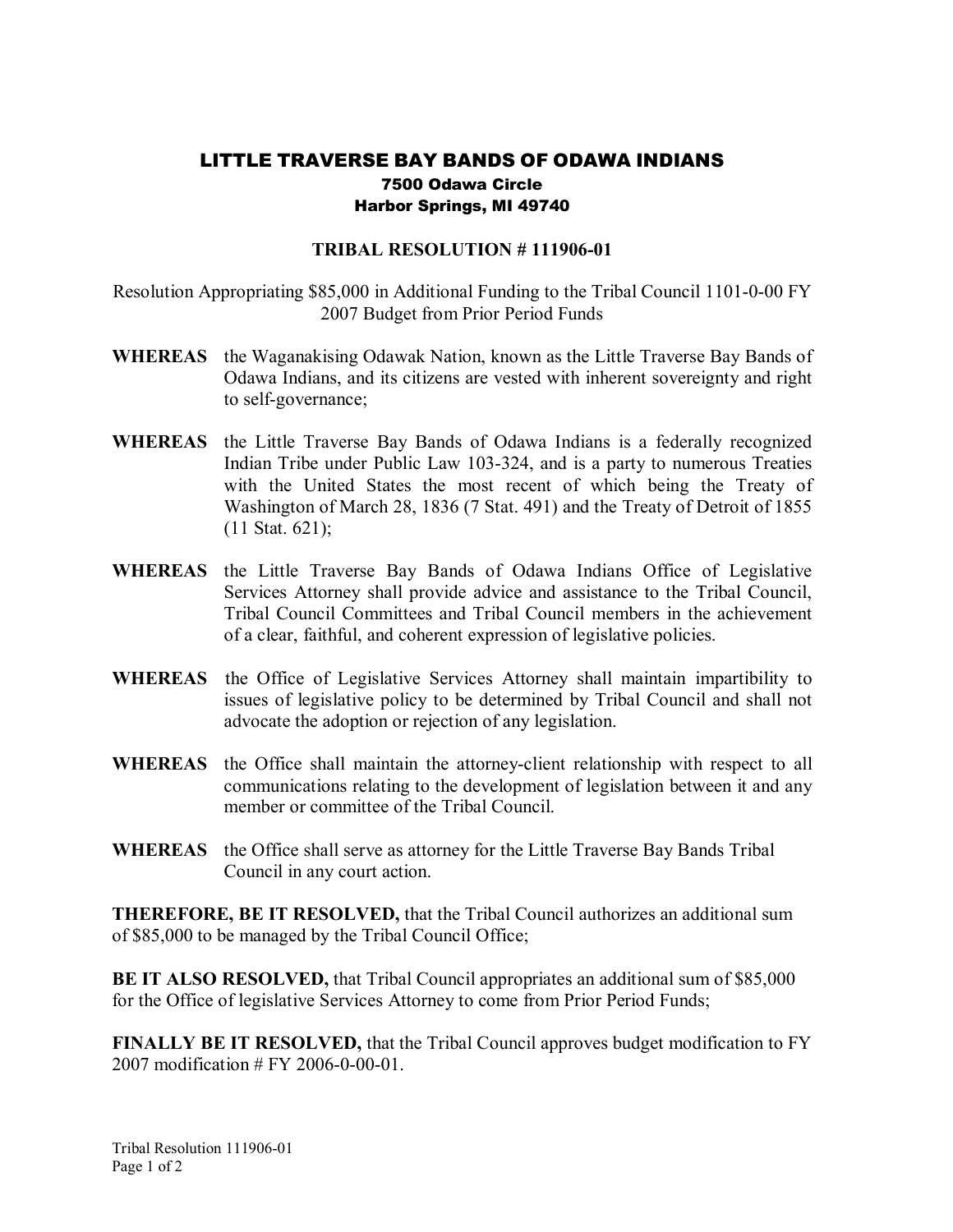# LITTLE TRAVERSE BAY BANDS OF ODAWA INDIANS

**7500 Odawa Circle**
**Harbor Springs, MI 49740**

## TRIBAL RESOLUTION # 111906-01

Resolution Appropriating $85,000 in Additional Funding to the Tribal Council 1101-0-00 FY 2007 Budget from Prior Period Funds

**WHEREAS** the Waganakising Odawak Nation, known as the Little Traverse Bay Bands of Odawa Indians, and its citizens are vested with inherent sovereignty and right to self-governance;

**WHEREAS** the Little Traverse Bay Bands of Odawa Indians is a federally recognized Indian Tribe under Public Law 103-324, and is a party to numerous Treaties with the United States the most recent of which being the Treaty of Washington of March 28, 1836 (7 Stat. 491) and the Treaty of Detroit of 1855 (11 Stat. 621);

**WHEREAS** the Little Traverse Bay Bands of Odawa Indians Office of Legislative Services Attorney shall provide advice and assistance to the Tribal Council, Tribal Council Committees and Tribal Council members in the achievement of a clear, faithful, and coherent expression of legislative policies.

**WHEREAS** the Office of Legislative Services Attorney shall maintain impartibility to issues of legislative policy to be determined by Tribal Council and shall not advocate the adoption or rejection of any legislation.

**WHEREAS** the Office shall maintain the attorney-client relationship with respect to all communications relating to the development of legislation between it and any member or committee of the Tribal Council.

**WHEREAS** the Office shall serve as attorney for the Little Traverse Bay Bands Tribal Council in any court action.

**THEREFORE, BE IT RESOLVED,** that the Tribal Council authorizes an additional sum of $85,000 to be managed by the Tribal Council Office;

**BE IT ALSO RESOLVED,** that Tribal Council appropriates an additional sum of $85,000 for the Office of legislative Services Attorney to come from Prior Period Funds;

**FINALLY BE IT RESOLVED,** that the Tribal Council approves budget modification to FY 2007 modification # FY 2006-0-00-01.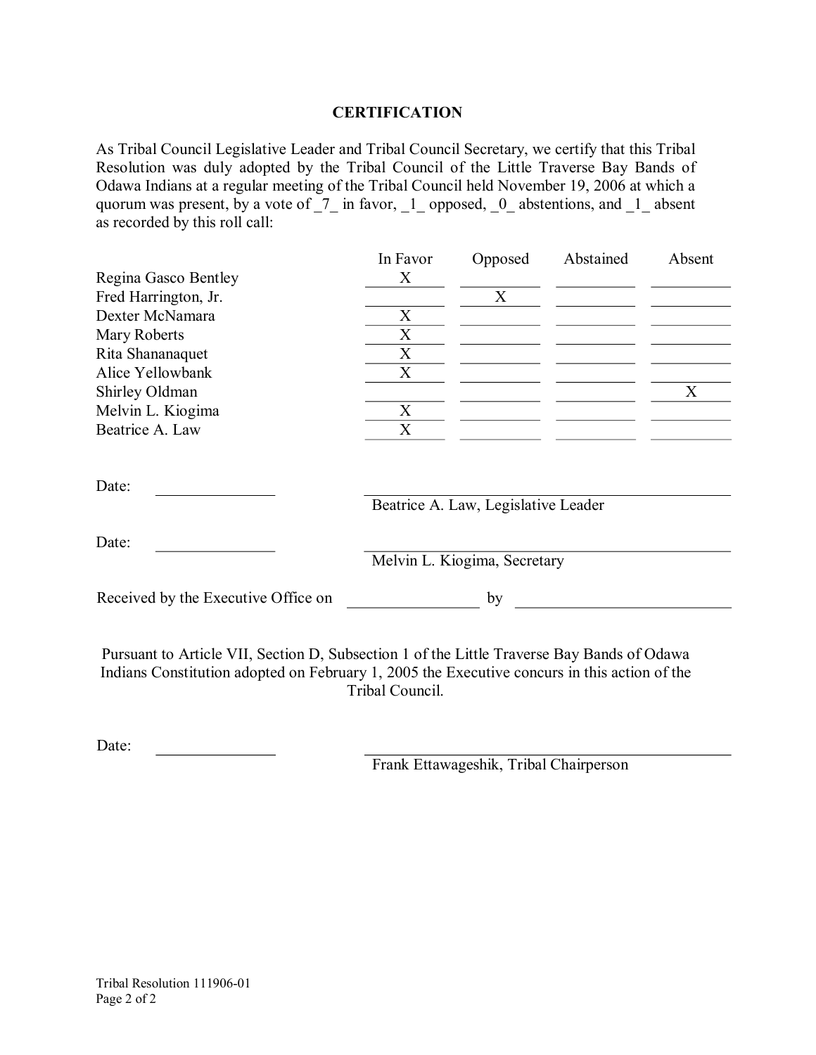## CERTIFICATION

As Tribal Council Legislative Leader and Tribal Council Secretary, we certify that this Tribal Resolution was duly adopted by the Tribal Council of the Little Traverse Bay Bands of Odawa Indians at a regular meeting of the Tribal Council held November 19, 2006 at which a quorum was present, by a vote of _7_ in favor, _1_ opposed, _0_ abstentions, and _1_ absent as recorded by this roll call:

| | In Favor | Opposed | Abstained | Absent |
|---|---|---|---|---|
| Regina Gasco Bentley | X | | | |
| Fred Harrington, Jr. | | X | | |
| Dexter McNamara | X | | | |
| Mary Roberts | X | | | |
| Rita Shananaquet | X | | | |
| Alice Yellowbank | X | | | |
| Shirley Oldman | | | | X |
| Melvin L. Kiogima | X | | | |
| Beatrice A. Law | X | | | |

Date: ______________ ________________________________
Beatrice A. Law, Legislative Leader

Date: ______________ ________________________________
Melvin L. Kiogima, Secretary

Received by the Executive Office on ______________ by ________________________

Pursuant to Article VII, Section D, Subsection 1 of the Little Traverse Bay Bands of Odawa Indians Constitution adopted on February 1, 2005 the Executive concurs in this action of the Tribal Council.

Date: ______________ ________________________________
Frank Ettawageshik, Tribal Chairperson

Tribal Resolution 111906-01